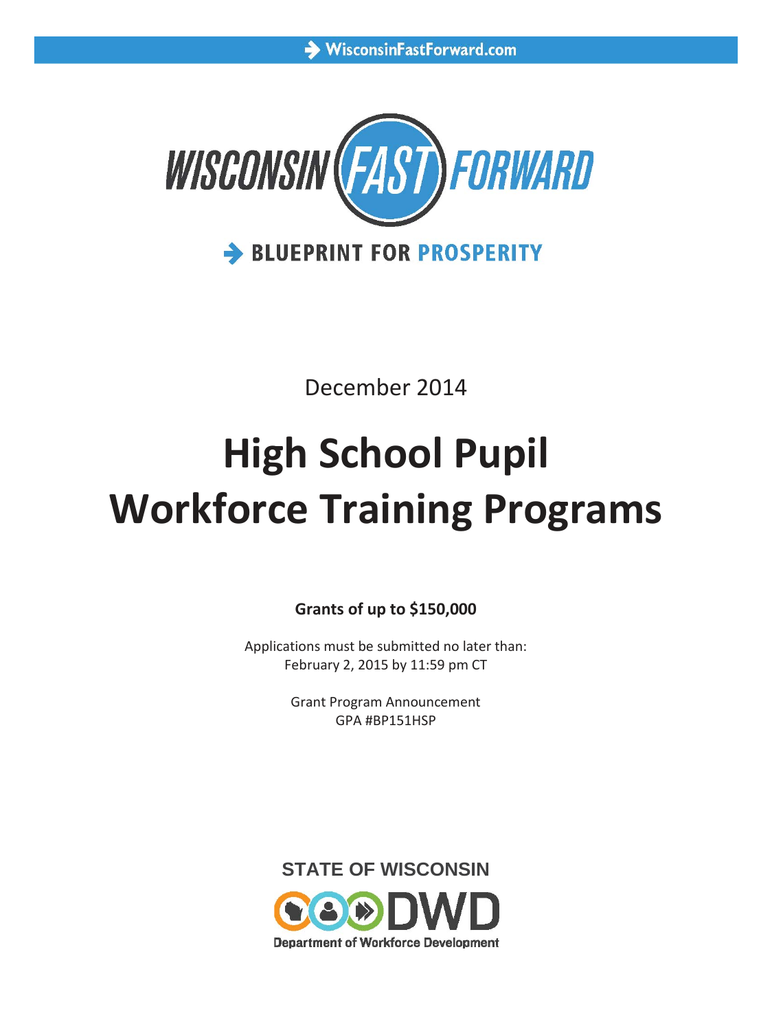WisconsinFastForward.com

WISCONSIN FAST FORWARD

BLUEPRINT FOR PROSPERITY

December 2014

# High School Pupil Workforce Training Programs

**Grants of up to $150,000**

Applications must be submitted no later than:
February 2, 2015 by 11:59 pm CT

Grant Program Announcement
GPA #BP151HSP

STATE OF WISCONSIN

DWD

Department of Workforce Development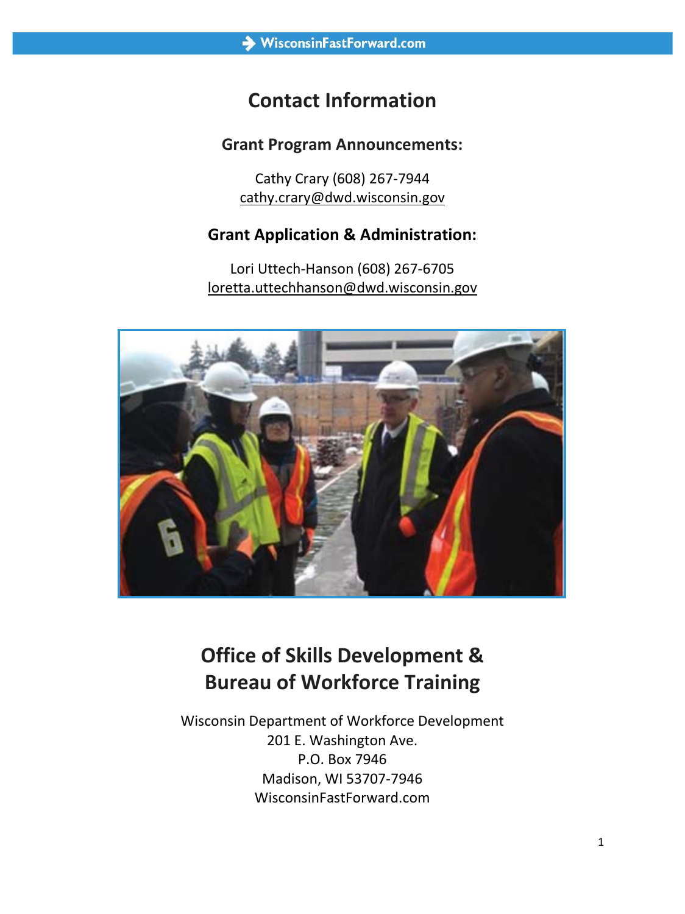# Contact Information

## Grant Program Announcements:

Cathy Crary (608) 267-7944
cathy.crary@dwd.wisconsin.gov

## Grant Application & Administration:

Lori Uttech-Hanson (608) 267-6705
loretta.uttechhanson@dwd.wisconsin.gov

# Office of Skills Development & Bureau of Workforce Training

Wisconsin Department of Workforce Development
201 E. Washington Ave.
P.O. Box 7946
Madison, WI 53707-7946
WisconsinFastForward.com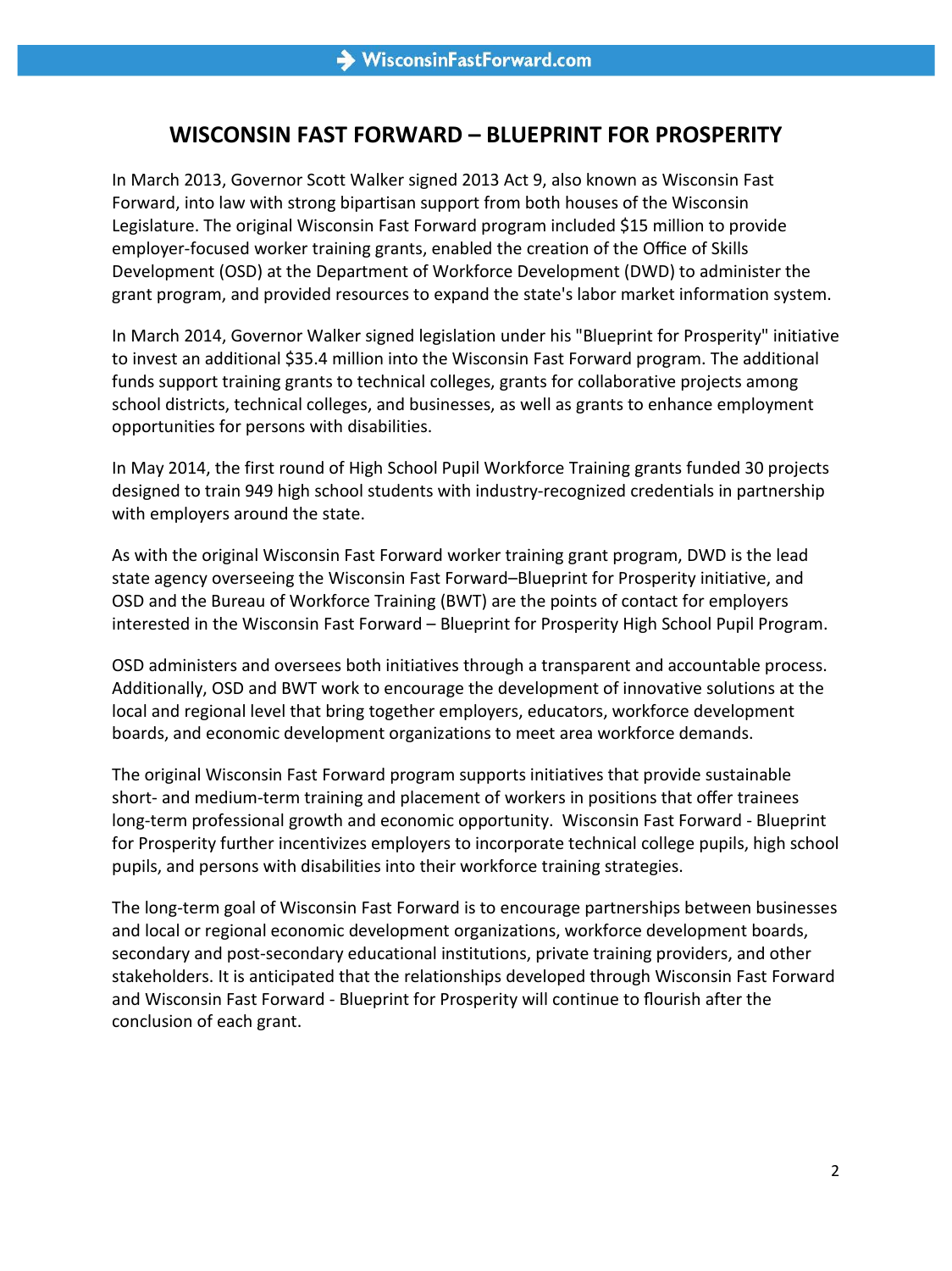# WISCONSIN FAST FORWARD – BLUEPRINT FOR PROSPERITY

In March 2013, Governor Scott Walker signed 2013 Act 9, also known as Wisconsin Fast Forward, into law with strong bipartisan support from both houses of the Wisconsin Legislature. The original Wisconsin Fast Forward program included $15 million to provide employer-focused worker training grants, enabled the creation of the Office of Skills Development (OSD) at the Department of Workforce Development (DWD) to administer the grant program, and provided resources to expand the state's labor market information system.

In March 2014, Governor Walker signed legislation under his "Blueprint for Prosperity" initiative to invest an additional $35.4 million into the Wisconsin Fast Forward program. The additional funds support training grants to technical colleges, grants for collaborative projects among school districts, technical colleges, and businesses, as well as grants to enhance employment opportunities for persons with disabilities.

In May 2014, the first round of High School Pupil Workforce Training grants funded 30 projects designed to train 949 high school students with industry-recognized credentials in partnership with employers around the state.

As with the original Wisconsin Fast Forward worker training grant program, DWD is the lead state agency overseeing the Wisconsin Fast Forward–Blueprint for Prosperity initiative, and OSD and the Bureau of Workforce Training (BWT) are the points of contact for employers interested in the Wisconsin Fast Forward – Blueprint for Prosperity High School Pupil Program.

OSD administers and oversees both initiatives through a transparent and accountable process. Additionally, OSD and BWT work to encourage the development of innovative solutions at the local and regional level that bring together employers, educators, workforce development boards, and economic development organizations to meet area workforce demands.

The original Wisconsin Fast Forward program supports initiatives that provide sustainable short- and medium-term training and placement of workers in positions that offer trainees long-term professional growth and economic opportunity. Wisconsin Fast Forward - Blueprint for Prosperity further incentivizes employers to incorporate technical college pupils, high school pupils, and persons with disabilities into their workforce training strategies.

The long-term goal of Wisconsin Fast Forward is to encourage partnerships between businesses and local or regional economic development organizations, workforce development boards, secondary and post-secondary educational institutions, private training providers, and other stakeholders. It is anticipated that the relationships developed through Wisconsin Fast Forward and Wisconsin Fast Forward - Blueprint for Prosperity will continue to flourish after the conclusion of each grant.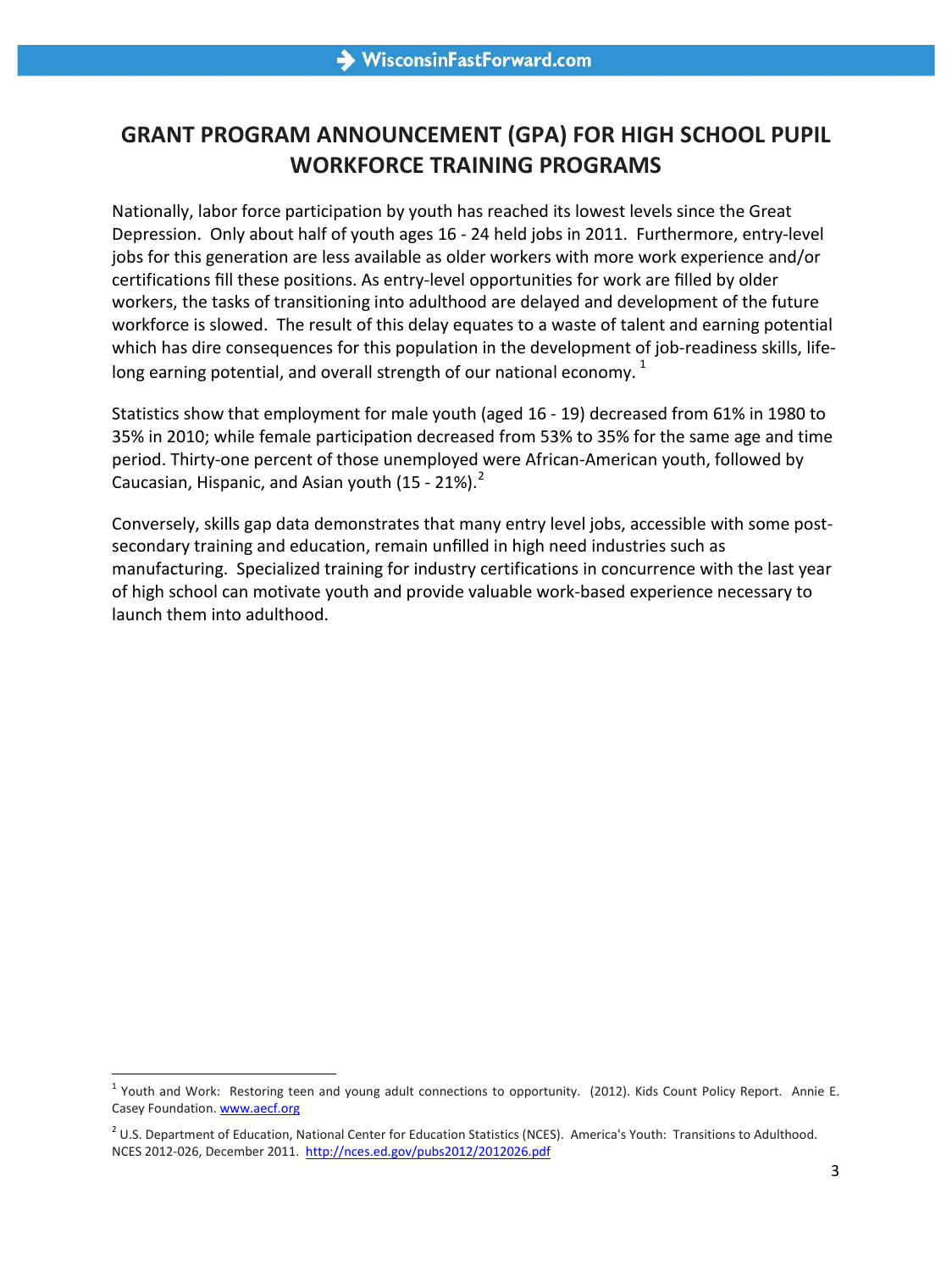# GRANT PROGRAM ANNOUNCEMENT (GPA) FOR HIGH SCHOOL PUPIL WORKFORCE TRAINING PROGRAMS

Nationally, labor force participation by youth has reached its lowest levels since the Great Depression. Only about half of youth ages 16 - 24 held jobs in 2011. Furthermore, entry-level jobs for this generation are less available as older workers with more work experience and/or certifications fill these positions. As entry-level opportunities for work are filled by older workers, the tasks of transitioning into adulthood are delayed and development of the future workforce is slowed. The result of this delay equates to a waste of talent and earning potential which has dire consequences for this population in the development of job-readiness skills, life-long earning potential, and overall strength of our national economy. [1]

Statistics show that employment for male youth (aged 16 - 19) decreased from 61% in 1980 to 35% in 2010; while female participation decreased from 53% to 35% for the same age and time period. Thirty-one percent of those unemployed were African-American youth, followed by Caucasian, Hispanic, and Asian youth (15 - 21%).[2]

Conversely, skills gap data demonstrates that many entry level jobs, accessible with some post-secondary training and education, remain unfilled in high need industries such as manufacturing. Specialized training for industry certifications in concurrence with the last year of high school can motivate youth and provide valuable work-based experience necessary to launch them into adulthood.

[1] Youth and Work: Restoring teen and young adult connections to opportunity. (2012). Kids Count Policy Report. Annie E. Casey Foundation. www.aecf.org

[2] U.S. Department of Education, National Center for Education Statistics (NCES). America's Youth: Transitions to Adulthood. NCES 2012-026, December 2011. http://nces.ed.gov/pubs2012/2012026.pdf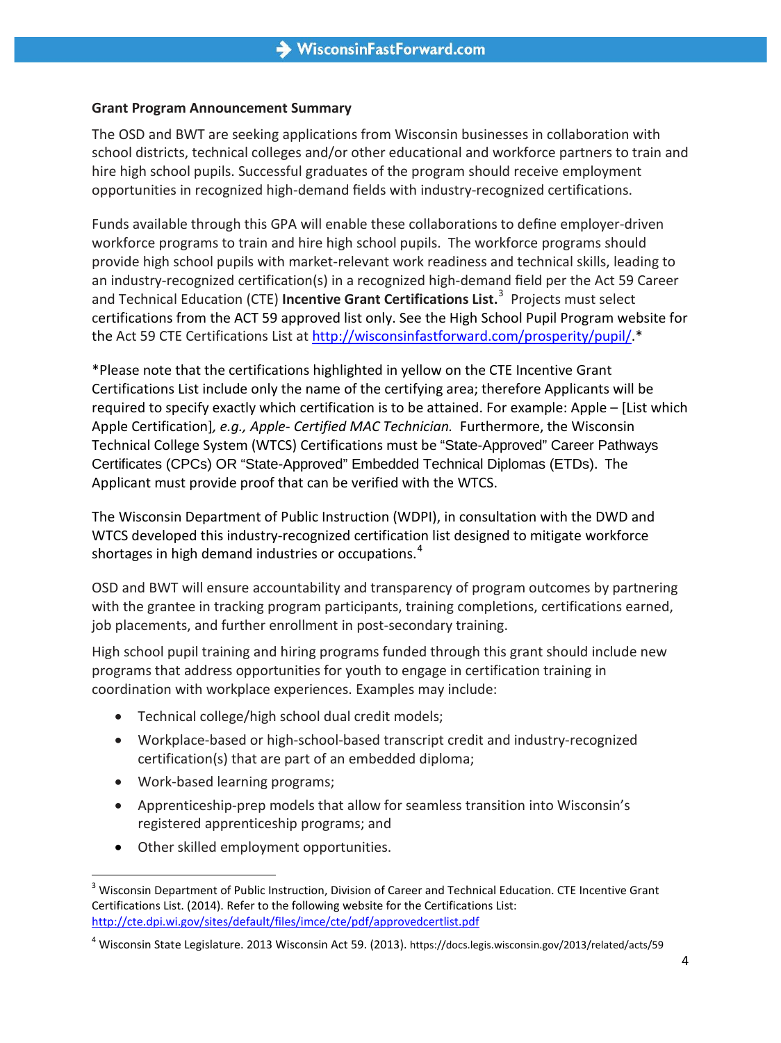**Grant Program Announcement Summary**

The OSD and BWT are seeking applications from Wisconsin businesses in collaboration with school districts, technical colleges and/or other educational and workforce partners to train and hire high school pupils. Successful graduates of the program should receive employment opportunities in recognized high-demand fields with industry-recognized certifications.

Funds available through this GPA will enable these collaborations to define employer-driven workforce programs to train and hire high school pupils. The workforce programs should provide high school pupils with market-relevant work readiness and technical skills, leading to an industry-recognized certification(s) in a recognized high-demand field per the Act 59 Career and Technical Education (CTE) **Incentive Grant Certifications List.**[3] Projects must select certifications from the ACT 59 approved list only. See the High School Pupil Program website for the Act 59 CTE Certifications List at http://wisconsinfastforward.com/prosperity/pupil/.*

*Please note that the certifications highlighted in yellow on the CTE Incentive Grant Certifications List include only the name of the certifying area; therefore Applicants will be required to specify exactly which certification is to be attained. For example: Apple – [List which Apple Certification]*, e.g., Apple- Certified MAC Technician.* Furthermore, the Wisconsin Technical College System (WTCS) Certifications must be "State-Approved" Career Pathways Certificates (CPCs) OR "State-Approved" Embedded Technical Diplomas (ETDs). The Applicant must provide proof that can be verified with the WTCS.

The Wisconsin Department of Public Instruction (WDPI), in consultation with the DWD and WTCS developed this industry-recognized certification list designed to mitigate workforce shortages in high demand industries or occupations.[4]

OSD and BWT will ensure accountability and transparency of program outcomes by partnering with the grantee in tracking program participants, training completions, certifications earned, job placements, and further enrollment in post-secondary training.

High school pupil training and hiring programs funded through this grant should include new programs that address opportunities for youth to engage in certification training in coordination with workplace experiences. Examples may include:

- Technical college/high school dual credit models;
- Workplace-based or high-school-based transcript credit and industry-recognized certification(s) that are part of an embedded diploma;
- Work-based learning programs;
- Apprenticeship-prep models that allow for seamless transition into Wisconsin's registered apprenticeship programs; and
- Other skilled employment opportunities.

---

[3] Wisconsin Department of Public Instruction, Division of Career and Technical Education. CTE Incentive Grant Certifications List. (2014). Refer to the following website for the Certifications List: http://cte.dpi.wi.gov/sites/default/files/imce/cte/pdf/approvedcertlist.pdf

[4] Wisconsin State Legislature. 2013 Wisconsin Act 59. (2013). https://docs.legis.wisconsin.gov/2013/related/acts/59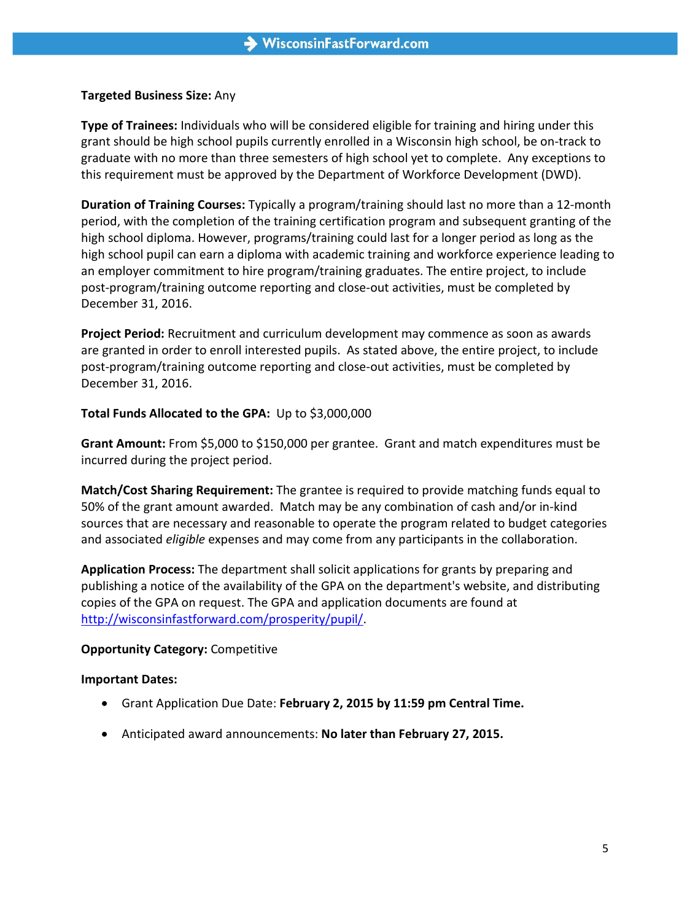**Targeted Business Size:** Any

**Type of Trainees:** Individuals who will be considered eligible for training and hiring under this grant should be high school pupils currently enrolled in a Wisconsin high school, be on-track to graduate with no more than three semesters of high school yet to complete. Any exceptions to this requirement must be approved by the Department of Workforce Development (DWD).

**Duration of Training Courses:** Typically a program/training should last no more than a 12-month period, with the completion of the training certification program and subsequent granting of the high school diploma. However, programs/training could last for a longer period as long as the high school pupil can earn a diploma with academic training and workforce experience leading to an employer commitment to hire program/training graduates. The entire project, to include post-program/training outcome reporting and close-out activities, must be completed by December 31, 2016.

**Project Period:** Recruitment and curriculum development may commence as soon as awards are granted in order to enroll interested pupils. As stated above, the entire project, to include post-program/training outcome reporting and close-out activities, must be completed by December 31, 2016.

**Total Funds Allocated to the GPA:** Up to $3,000,000

**Grant Amount:** From $5,000 to $150,000 per grantee. Grant and match expenditures must be incurred during the project period.

**Match/Cost Sharing Requirement:** The grantee is required to provide matching funds equal to 50% of the grant amount awarded. Match may be any combination of cash and/or in-kind sources that are necessary and reasonable to operate the program related to budget categories and associated *eligible* expenses and may come from any participants in the collaboration.

**Application Process:** The department shall solicit applications for grants by preparing and publishing a notice of the availability of the GPA on the department's website, and distributing copies of the GPA on request. The GPA and application documents are found at [http://wisconsinfastforward.com/prosperity/pupil/](http://wisconsinfastforward.com/prosperity/pupil/).

**Opportunity Category:** Competitive

**Important Dates:**

- Grant Application Due Date: **February 2, 2015 by 11:59 pm Central Time.**
- Anticipated award announcements: **No later than February 27, 2015.**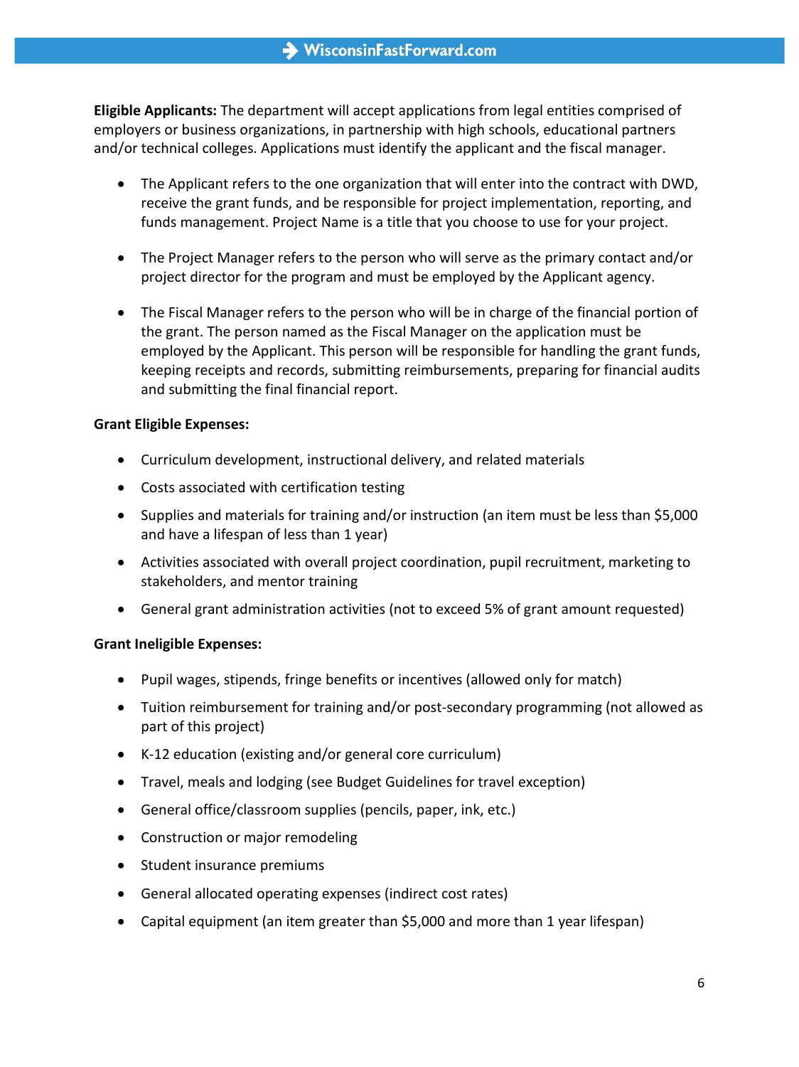**Eligible Applicants:** The department will accept applications from legal entities comprised of employers or business organizations, in partnership with high schools, educational partners and/or technical colleges. Applications must identify the applicant and the fiscal manager.

- The Applicant refers to the one organization that will enter into the contract with DWD, receive the grant funds, and be responsible for project implementation, reporting, and funds management. Project Name is a title that you choose to use for your project.

- The Project Manager refers to the person who will serve as the primary contact and/or project director for the program and must be employed by the Applicant agency.

- The Fiscal Manager refers to the person who will be in charge of the financial portion of the grant. The person named as the Fiscal Manager on the application must be employed by the Applicant. This person will be responsible for handling the grant funds, keeping receipts and records, submitting reimbursements, preparing for financial audits and submitting the final financial report.

**Grant Eligible Expenses:**

- Curriculum development, instructional delivery, and related materials
- Costs associated with certification testing
- Supplies and materials for training and/or instruction (an item must be less than $5,000 and have a lifespan of less than 1 year)
- Activities associated with overall project coordination, pupil recruitment, marketing to stakeholders, and mentor training
- General grant administration activities (not to exceed 5% of grant amount requested)

**Grant Ineligible Expenses:**

- Pupil wages, stipends, fringe benefits or incentives (allowed only for match)
- Tuition reimbursement for training and/or post-secondary programming (not allowed as part of this project)
- K-12 education (existing and/or general core curriculum)
- Travel, meals and lodging (see Budget Guidelines for travel exception)
- General office/classroom supplies (pencils, paper, ink, etc.)
- Construction or major remodeling
- Student insurance premiums
- General allocated operating expenses (indirect cost rates)
- Capital equipment (an item greater than $5,000 and more than 1 year lifespan)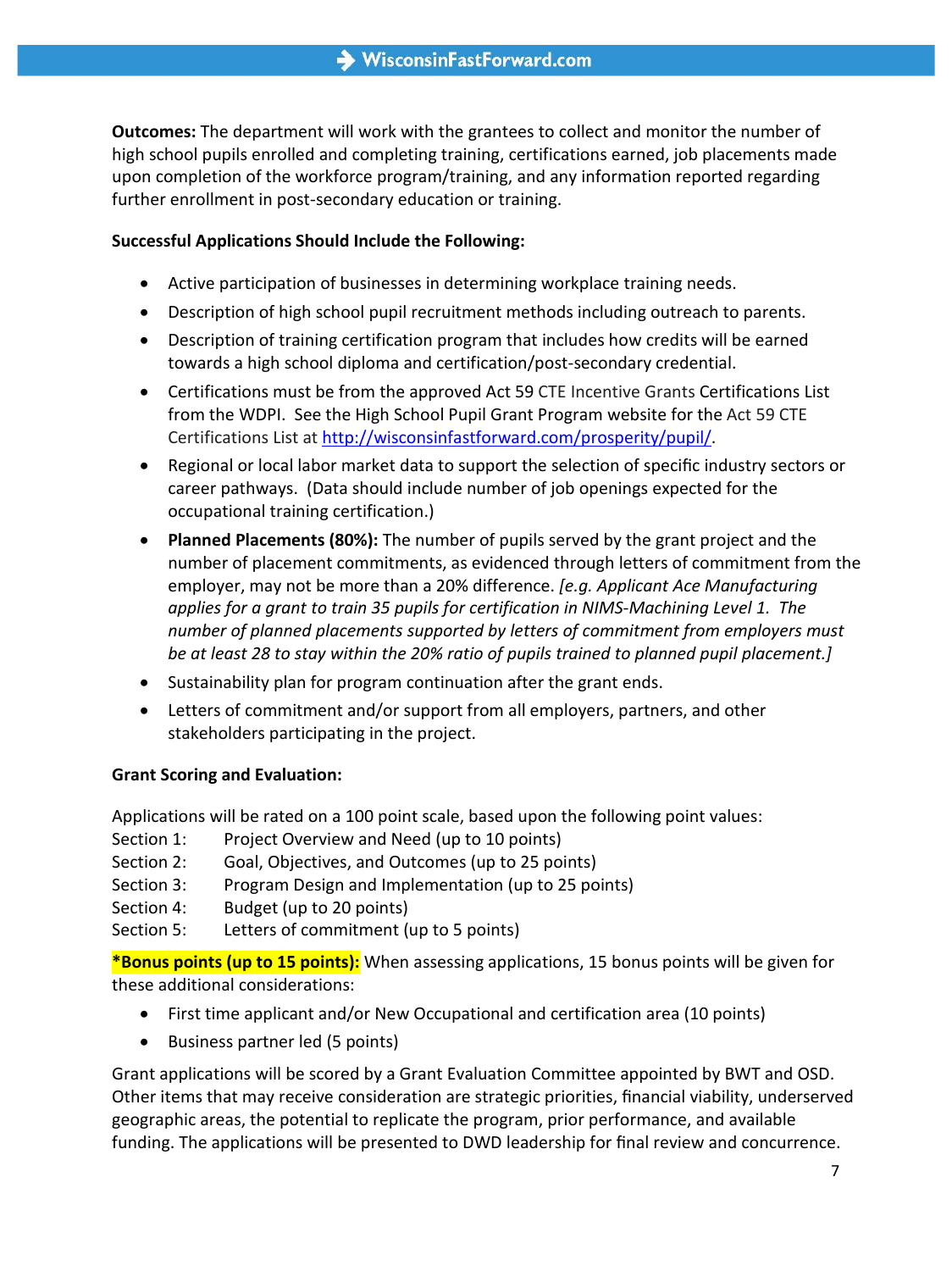**Outcomes:** The department will work with the grantees to collect and monitor the number of high school pupils enrolled and completing training, certifications earned, job placements made upon completion of the workforce program/training, and any information reported regarding further enrollment in post-secondary education or training.

**Successful Applications Should Include the Following:**

- Active participation of businesses in determining workplace training needs.
- Description of high school pupil recruitment methods including outreach to parents.
- Description of training certification program that includes how credits will be earned towards a high school diploma and certification/post-secondary credential.
- Certifications must be from the approved Act 59 CTE Incentive Grants Certifications List from the WDPI. See the High School Pupil Grant Program website for the Act 59 CTE Certifications List at [http://wisconsinfastforward.com/prosperity/pupil/](http://wisconsinfastforward.com/prosperity/pupil/).
- Regional or local labor market data to support the selection of specific industry sectors or career pathways. (Data should include number of job openings expected for the occupational training certification.)
- **Planned Placements (80%):** The number of pupils served by the grant project and the number of placement commitments, as evidenced through letters of commitment from the employer, may not be more than a 20% difference. *[e.g. Applicant Ace Manufacturing applies for a grant to train 35 pupils for certification in NIMS-Machining Level 1. The number of planned placements supported by letters of commitment from employers must be at least 28 to stay within the 20% ratio of pupils trained to planned pupil placement.]*
- Sustainability plan for program continuation after the grant ends.
- Letters of commitment and/or support from all employers, partners, and other stakeholders participating in the project.

**Grant Scoring and Evaluation:**

Applications will be rated on a 100 point scale, based upon the following point values:

Section 1: Project Overview and Need (up to 10 points)
Section 2: Goal, Objectives, and Outcomes (up to 25 points)
Section 3: Program Design and Implementation (up to 25 points)
Section 4: Budget (up to 20 points)
Section 5: Letters of commitment (up to 5 points)

**\*Bonus points (up to 15 points):** When assessing applications, 15 bonus points will be given for these additional considerations:

- First time applicant and/or New Occupational and certification area (10 points)
- Business partner led (5 points)

Grant applications will be scored by a Grant Evaluation Committee appointed by BWT and OSD. Other items that may receive consideration are strategic priorities, financial viability, underserved geographic areas, the potential to replicate the program, prior performance, and available funding. The applications will be presented to DWD leadership for final review and concurrence.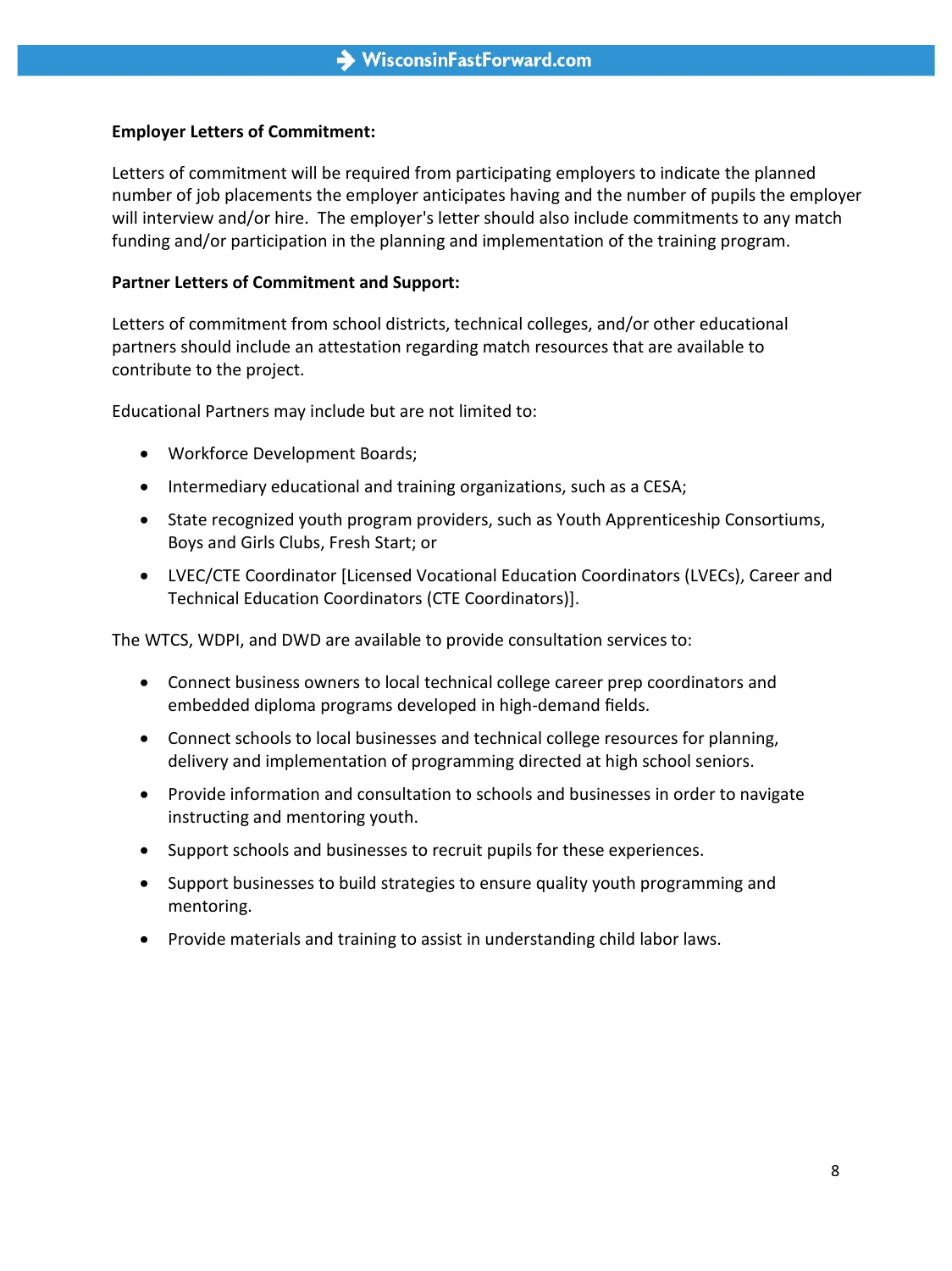**Employer Letters of Commitment:**

Letters of commitment will be required from participating employers to indicate the planned number of job placements the employer anticipates having and the number of pupils the employer will interview and/or hire. The employer's letter should also include commitments to any match funding and/or participation in the planning and implementation of the training program.

**Partner Letters of Commitment and Support:**

Letters of commitment from school districts, technical colleges, and/or other educational partners should include an attestation regarding match resources that are available to contribute to the project.

Educational Partners may include but are not limited to:

- Workforce Development Boards;
- Intermediary educational and training organizations, such as a CESA;
- State recognized youth program providers, such as Youth Apprenticeship Consortiums, Boys and Girls Clubs, Fresh Start; or
- LVEC/CTE Coordinator [Licensed Vocational Education Coordinators (LVECs), Career and Technical Education Coordinators (CTE Coordinators)].

The WTCS, WDPI, and DWD are available to provide consultation services to:

- Connect business owners to local technical college career prep coordinators and embedded diploma programs developed in high-demand fields.
- Connect schools to local businesses and technical college resources for planning, delivery and implementation of programming directed at high school seniors.
- Provide information and consultation to schools and businesses in order to navigate instructing and mentoring youth.
- Support schools and businesses to recruit pupils for these experiences.
- Support businesses to build strategies to ensure quality youth programming and mentoring.
- Provide materials and training to assist in understanding child labor laws.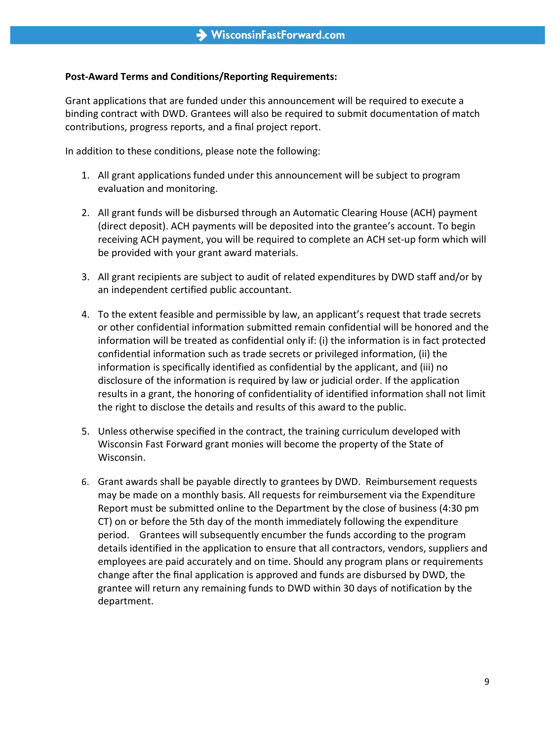**Post-Award Terms and Conditions/Reporting Requirements:**

Grant applications that are funded under this announcement will be required to execute a binding contract with DWD. Grantees will also be required to submit documentation of match contributions, progress reports, and a final project report.

In addition to these conditions, please note the following:

1. All grant applications funded under this announcement will be subject to program evaluation and monitoring.

2. All grant funds will be disbursed through an Automatic Clearing House (ACH) payment (direct deposit). ACH payments will be deposited into the grantee's account. To begin receiving ACH payment, you will be required to complete an ACH set-up form which will be provided with your grant award materials.

3. All grant recipients are subject to audit of related expenditures by DWD staff and/or by an independent certified public accountant.

4. To the extent feasible and permissible by law, an applicant's request that trade secrets or other confidential information submitted remain confidential will be honored and the information will be treated as confidential only if: (i) the information is in fact protected confidential information such as trade secrets or privileged information, (ii) the information is specifically identified as confidential by the applicant, and (iii) no disclosure of the information is required by law or judicial order. If the application results in a grant, the honoring of confidentiality of identified information shall not limit the right to disclose the details and results of this award to the public.

5. Unless otherwise specified in the contract, the training curriculum developed with Wisconsin Fast Forward grant monies will become the property of the State of Wisconsin.

6. Grant awards shall be payable directly to grantees by DWD. Reimbursement requests may be made on a monthly basis. All requests for reimbursement via the Expenditure Report must be submitted online to the Department by the close of business (4:30 pm CT) on or before the 5th day of the month immediately following the expenditure period. Grantees will subsequently encumber the funds according to the program details identified in the application to ensure that all contractors, vendors, suppliers and employees are paid accurately and on time. Should any program plans or requirements change after the final application is approved and funds are disbursed by DWD, the grantee will return any remaining funds to DWD within 30 days of notification by the department.